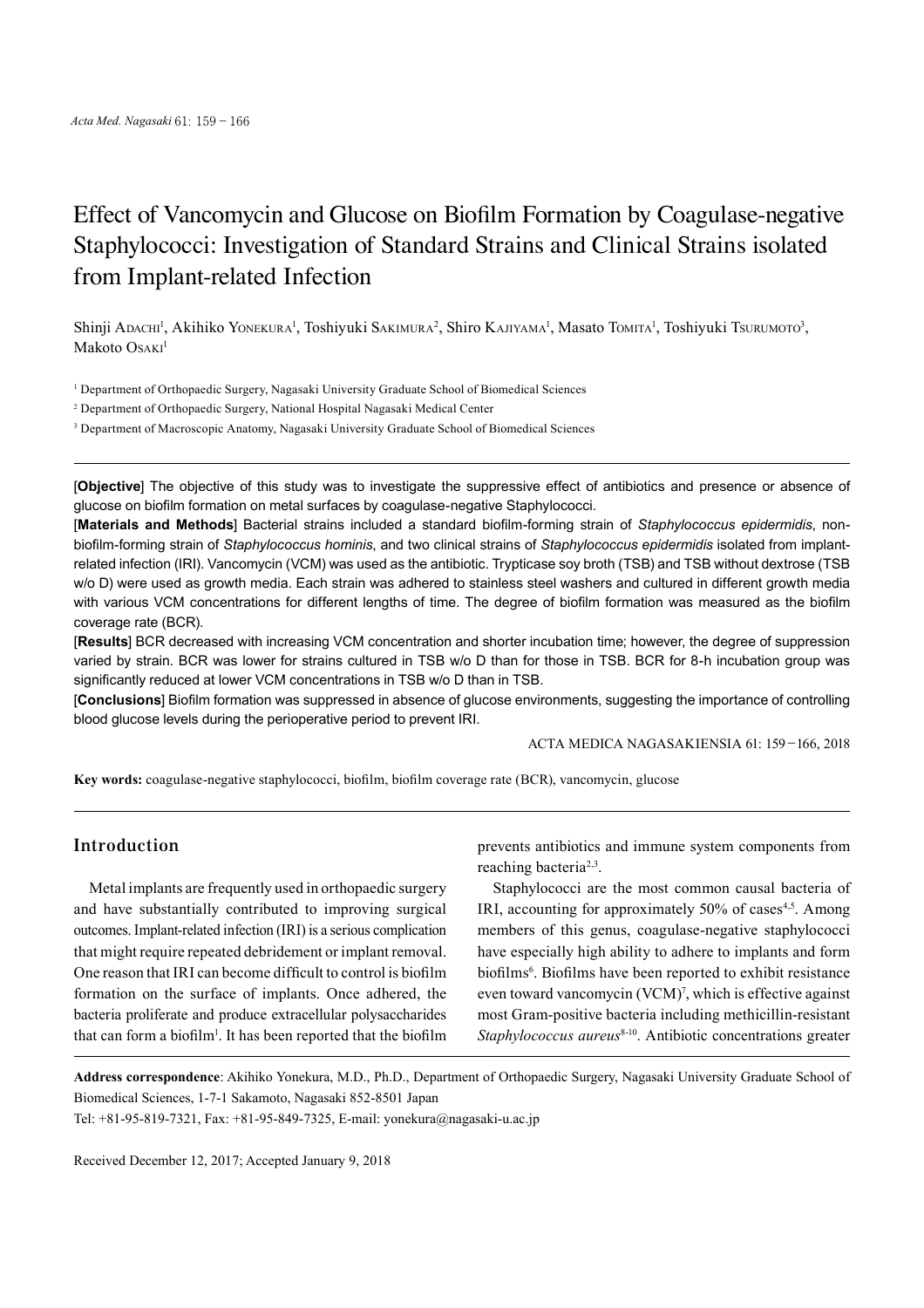# Effect of Vancomycin and Glucose on Biofilm Formation by Coagulase-negative Staphylococci: Investigation of Standard Strains and Clinical Strains isolated from Implant-related Infection

Shinji Adachi[1], Akihiko Yonekura[1], Toshiyuki Sakimura[2], Shiro Kajiyama[1], Masato Tomita[1], Toshiyuki Tsurumoto[3], Makoto Osaki[1]

[1] Department of Orthopaedic Surgery, Nagasaki University Graduate School of Biomedical Sciences

[2] Department of Orthopaedic Surgery, National Hospital Nagasaki Medical Center

[3] Department of Macroscopic Anatomy, Nagasaki University Graduate School of Biomedical Sciences

[**Objective**] The objective of this study was to investigate the suppressive effect of antibiotics and presence or absence of glucose on biofilm formation on metal surfaces by coagulase-negative Staphylococci.

[**Materials and Methods**] Bacterial strains included a standard biofilm-forming strain of *Staphylococcus epidermidis*, non-biofilm-forming strain of *Staphylococcus hominis*, and two clinical strains of *Staphylococcus epidermidis* isolated from implant-related infection (IRI). Vancomycin (VCM) was used as the antibiotic. Trypticase soy broth (TSB) and TSB without dextrose (TSB w/o D) were used as growth media. Each strain was adhered to stainless steel washers and cultured in different growth media with various VCM concentrations for different lengths of time. The degree of biofilm formation was measured as the biofilm coverage rate (BCR).

[**Results**] BCR decreased with increasing VCM concentration and shorter incubation time; however, the degree of suppression varied by strain. BCR was lower for strains cultured in TSB w/o D than for those in TSB. BCR for 8-h incubation group was significantly reduced at lower VCM concentrations in TSB w/o D than in TSB.

[**Conclusions**] Biofilm formation was suppressed in absence of glucose environments, suggesting the importance of controlling blood glucose levels during the perioperative period to prevent IRI.

ACTA MEDICA NAGASAKIENSIA 61: 159−166, 2018

**Key words:** coagulase-negative staphylococci, biofilm, biofilm coverage rate (BCR), vancomycin, glucose

## Introduction

Metal implants are frequently used in orthopaedic surgery and have substantially contributed to improving surgical outcomes. Implant-related infection (IRI) is a serious complication that might require repeated debridement or implant removal. One reason that IRI can become difficult to control is biofilm formation on the surface of implants. Once adhered, the bacteria proliferate and produce extracellular polysaccharides that can form a biofilm[1]. It has been reported that the biofilm prevents antibiotics and immune system components from reaching bacteria[2,3].

Staphylococci are the most common causal bacteria of IRI, accounting for approximately 50% of cases[4,5]. Among members of this genus, coagulase-negative staphylococci have especially high ability to adhere to implants and form biofilms[6]. Biofilms have been reported to exhibit resistance even toward vancomycin (VCM)[7], which is effective against most Gram-positive bacteria including methicillin-resistant *Staphylococcus aureus*[8-10]. Antibiotic concentrations greater

**Address correspondence**: Akihiko Yonekura, M.D., Ph.D., Department of Orthopaedic Surgery, Nagasaki University Graduate School of Biomedical Sciences, 1-7-1 Sakamoto, Nagasaki 852-8501 Japan

Tel: +81-95-819-7321, Fax: +81-95-849-7325, E-mail: yonekura@nagasaki-u.ac.jp

Received December 12, 2017; Accepted January 9, 2018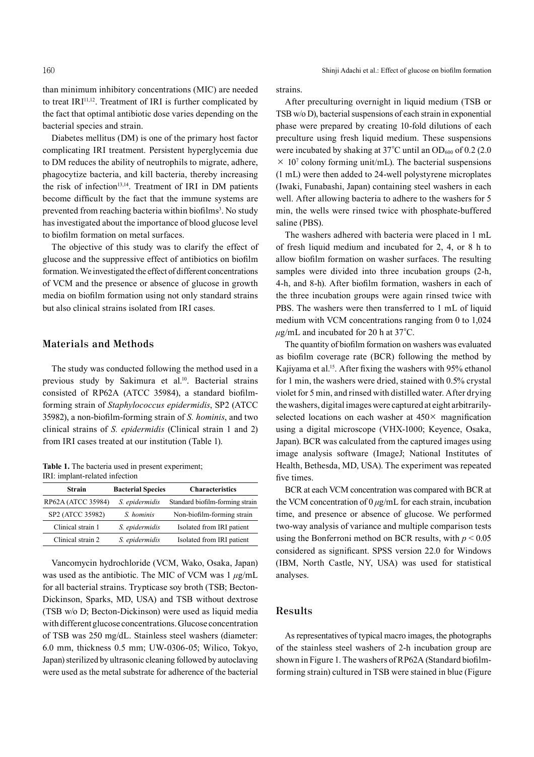than minimum inhibitory concentrations (MIC) are needed to treat IRI[11,12]. Treatment of IRI is further complicated by the fact that optimal antibiotic dose varies depending on the bacterial species and strain.

Diabetes mellitus (DM) is one of the primary host factor complicating IRI treatment. Persistent hyperglycemia due to DM reduces the ability of neutrophils to migrate, adhere, phagocytize bacteria, and kill bacteria, thereby increasing the risk of infection[13,14]. Treatment of IRI in DM patients become difficult by the fact that the immune systems are prevented from reaching bacteria within biofilms[3]. No study has investigated about the importance of blood glucose level to biofilm formation on metal surfaces.

The objective of this study was to clarify the effect of glucose and the suppressive effect of antibiotics on biofilm formation. We investigated the effect of different concentrations of VCM and the presence or absence of glucose in growth media on biofilm formation using not only standard strains but also clinical strains isolated from IRI cases.

## Materials and Methods

The study was conducted following the method used in a previous study by Sakimura et al.[10]. Bacterial strains consisted of RP62A (ATCC 35984), a standard biofilm-forming strain of *Staphylococcus epidermidis*, SP2 (ATCC 35982), a non-biofilm-forming strain of *S. hominis*, and two clinical strains of *S. epidermidis* (Clinical strain 1 and 2) from IRI cases treated at our institution (Table 1).

**Table 1.** The bacteria used in present experiment; IRI: implant-related infection

| Strain | Bacterial Species | Characteristics |
|---|---|---|
| RP62A (ATCC 35984) | *S. epidermidis* | Standard biofilm-forming strain |
| SP2 (ATCC 35982) | *S. hominis* | Non-biofilm-forming strain |
| Clinical strain 1 | *S. epidermidis* | Isolated from IRI patient |
| Clinical strain 2 | *S. epidermidis* | Isolated from IRI patient |

Vancomycin hydrochloride (VCM, Wako, Osaka, Japan) was used as the antibiotic. The MIC of VCM was 1 $\mu$g/mL for all bacterial strains. Trypticase soy broth (TSB; Becton-Dickinson, Sparks, MD, USA) and TSB without dextrose (TSB w/o D; Becton-Dickinson) were used as liquid media with different glucose concentrations. Glucose concentration of TSB was 250 mg/dL. Stainless steel washers (diameter: 6.0 mm, thickness 0.5 mm; UW-0306-05; Wilico, Tokyo, Japan) sterilized by ultrasonic cleaning followed by autoclaving were used as the metal substrate for adherence of the bacterial strains.

After preculturing overnight in liquid medium (TSB or TSB w/o D), bacterial suspensions of each strain in exponential phase were prepared by creating 10-fold dilutions of each preculture using fresh liquid medium. These suspensions were incubated by shaking at 37˚C until an $OD_{600}$ of 0.2 ($2.0 \times 10^7$ colony forming unit/mL). The bacterial suspensions (1 mL) were then added to 24-well polystyrene microplates (Iwaki, Funabashi, Japan) containing steel washers in each well. After allowing bacteria to adhere to the washers for 5 min, the wells were rinsed twice with phosphate-buffered saline (PBS).

The washers adhered with bacteria were placed in 1 mL of fresh liquid medium and incubated for 2, 4, or 8 h to allow biofilm formation on washer surfaces. The resulting samples were divided into three incubation groups (2-h, 4-h, and 8-h). After biofilm formation, washers in each of the three incubation groups were again rinsed twice with PBS. The washers were then transferred to 1 mL of liquid medium with VCM concentrations ranging from 0 to 1,024 $\mu$g/mL and incubated for 20 h at 37˚C.

The quantity of biofilm formation on washers was evaluated as biofilm coverage rate (BCR) following the method by Kajiyama et al.[15]. After fixing the washers with 95% ethanol for 1 min, the washers were dried, stained with 0.5% crystal violet for 5 min, and rinsed with distilled water. After drying the washers, digital images were captured at eight arbitrarily-selected locations on each washer at 450× magnification using a digital microscope (VHX-1000; Keyence, Osaka, Japan). BCR was calculated from the captured images using image analysis software (ImageJ; National Institutes of Health, Bethesda, MD, USA). The experiment was repeated five times.

BCR at each VCM concentration was compared with BCR at the VCM concentration of 0 $\mu$g/mL for each strain, incubation time, and presence or absence of glucose. We performed two-way analysis of variance and multiple comparison tests using the Bonferroni method on BCR results, with $p < 0.05$ considered as significant. SPSS version 22.0 for Windows (IBM, North Castle, NY, USA) was used for statistical analyses.

## Results

As representatives of typical macro images, the photographs of the stainless steel washers of 2-h incubation group are shown in Figure 1. The washers of RP62A (Standard biofilm-forming strain) cultured in TSB were stained in blue (Figure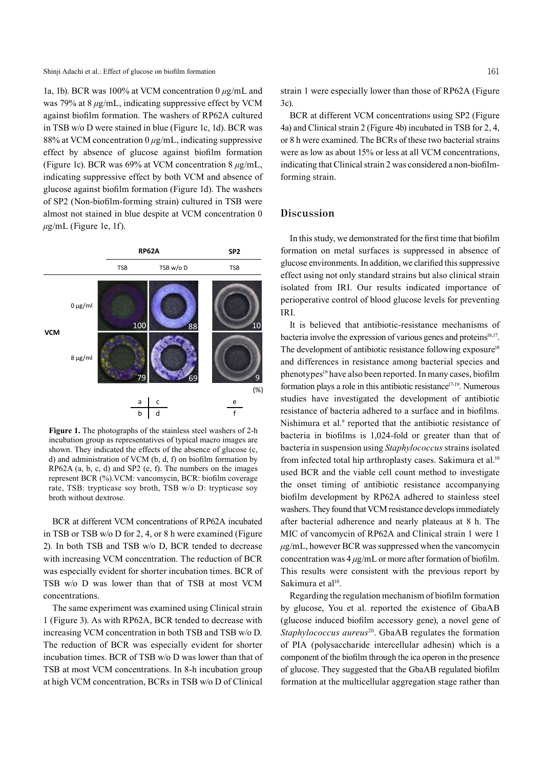1a, 1b). BCR was 100% at VCM concentration 0 $\mu$g/mL and was 79% at 8 $\mu$g/mL, indicating suppressive effect by VCM against biofilm formation. The washers of RP62A cultured in TSB w/o D were stained in blue (Figure 1c, 1d). BCR was 88% at VCM concentration 0 $\mu$g/mL, indicating suppressive effect by absence of glucose against biofilm formation (Figure 1c). BCR was 69% at VCM concentration 8 $\mu$g/mL, indicating suppressive effect by both VCM and absence of glucose against biofilm formation (Figure 1d). The washers of SP2 (Non-biofilm-forming strain) cultured in TSB were almost not stained in blue despite at VCM concentration 0 $\mu$g/mL (Figure 1e, 1f).

**Figure 1.** The photographs of the stainless steel washers of 2-h incubation group as representatives of typical macro images are shown. They indicated the effects of the absence of glucose (c, d) and administration of VCM (b, d, f) on biofilm formation by RP62A (a, b, c, d) and SP2 (e, f). The numbers on the images represent BCR (%).VCM: vancomycin, BCR: biofilm coverage rate, TSB: trypticase soy broth, TSB w/o D: trypticase soy broth without dextrose.

BCR at different VCM concentrations of RP62A incubated in TSB or TSB w/o D for 2, 4, or 8 h were examined (Figure 2). In both TSB and TSB w/o D, BCR tended to decrease with increasing VCM concentration. The reduction of BCR was especially evident for shorter incubation times. BCR of TSB w/o D was lower than that of TSB at most VCM concentrations.

The same experiment was examined using Clinical strain 1 (Figure 3). As with RP62A, BCR tended to decrease with increasing VCM concentration in both TSB and TSB w/o D. The reduction of BCR was especially evident for shorter incubation times. BCR of TSB w/o D was lower than that of TSB at most VCM concentrations. In 8-h incubation group at high VCM concentration, BCRs in TSB w/o D of Clinical strain 1 were especially lower than those of RP62A (Figure 3c).

BCR at different VCM concentrations using SP2 (Figure 4a) and Clinical strain 2 (Figure 4b) incubated in TSB for 2, 4, or 8 h were examined. The BCRs of these two bacterial strains were as low as about 15% or less at all VCM concentrations, indicating that Clinical strain 2 was considered a non-biofilm-forming strain.

## Discussion

In this study, we demonstrated for the first time that biofilm formation on metal surfaces is suppressed in absence of glucose environments. In addition, we clarified this suppressive effect using not only standard strains but also clinical strain isolated from IRI. Our results indicated importance of perioperative control of blood glucose levels for preventing IRI.

It is believed that antibiotic-resistance mechanisms of bacteria involve the expression of various genes and proteins[16,17]. The development of antibiotic resistance following exposure[18] and differences in resistance among bacterial species and phenotypes[19] have also been reported. In many cases, biofilm formation plays a role in this antibiotic resistance[17-19]. Numerous studies have investigated the development of antibiotic resistance of bacteria adhered to a surface and in biofilms. Nishimura et al.[9] reported that the antibiotic resistance of bacteria in biofilms is 1,024-fold or greater than that of bacteria in suspension using *Staphylococcus* strains isolated from infected total hip arthroplasty cases. Sakimura et al.[10] used BCR and the viable cell count method to investigate the onset timing of antibiotic resistance accompanying biofilm development by RP62A adhered to stainless steel washers. They found that VCM resistance develops immediately after bacterial adherence and nearly plateaus at 8 h. The MIC of vancomycin of RP62A and Clinical strain 1 were 1 $\mu$g/mL, however BCR was suppressed when the vancomycin concentration was 4 $\mu$g/mL or more after formation of biofilm. This results were consistent with the previous report by Sakimura et al[10].

Regarding the regulation mechanism of biofilm formation by glucose, You et al. reported the existence of GbaAB (glucose induced biofilm accessory gene), a novel gene of *Staphylococcus aureus*[20]. GbaAB regulates the formation of PIA (polysaccharide intercellular adhesin) which is a component of the biofilm through the ica operon in the presence of glucose. They suggested that the GbaAB regulated biofilm formation at the multicellular aggregation stage rather than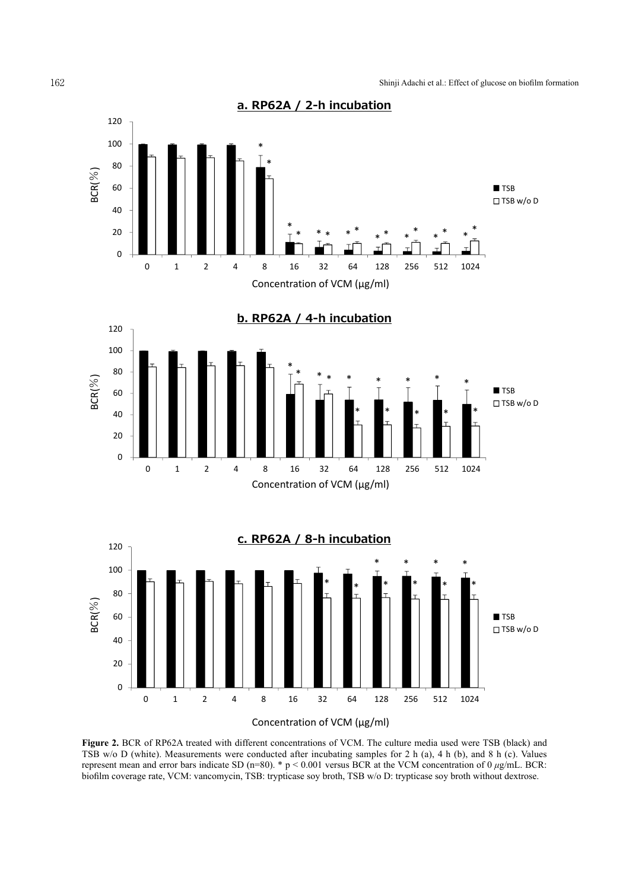**Figure 2.** BCR of RP62A treated with different concentrations of VCM. The culture media used were TSB (black) and TSB w/o D (white). Measurements were conducted after incubating samples for 2 h (a), 4 h (b), and 8 h (c). Values represent mean and error bars indicate SD (n=80). * $p < 0.001$ versus BCR at the VCM concentration of 0 $\mu$g/mL. BCR: biofilm coverage rate, VCM: vancomycin, TSB: trypticase soy broth, TSB w/o D: trypticase soy broth without dextrose.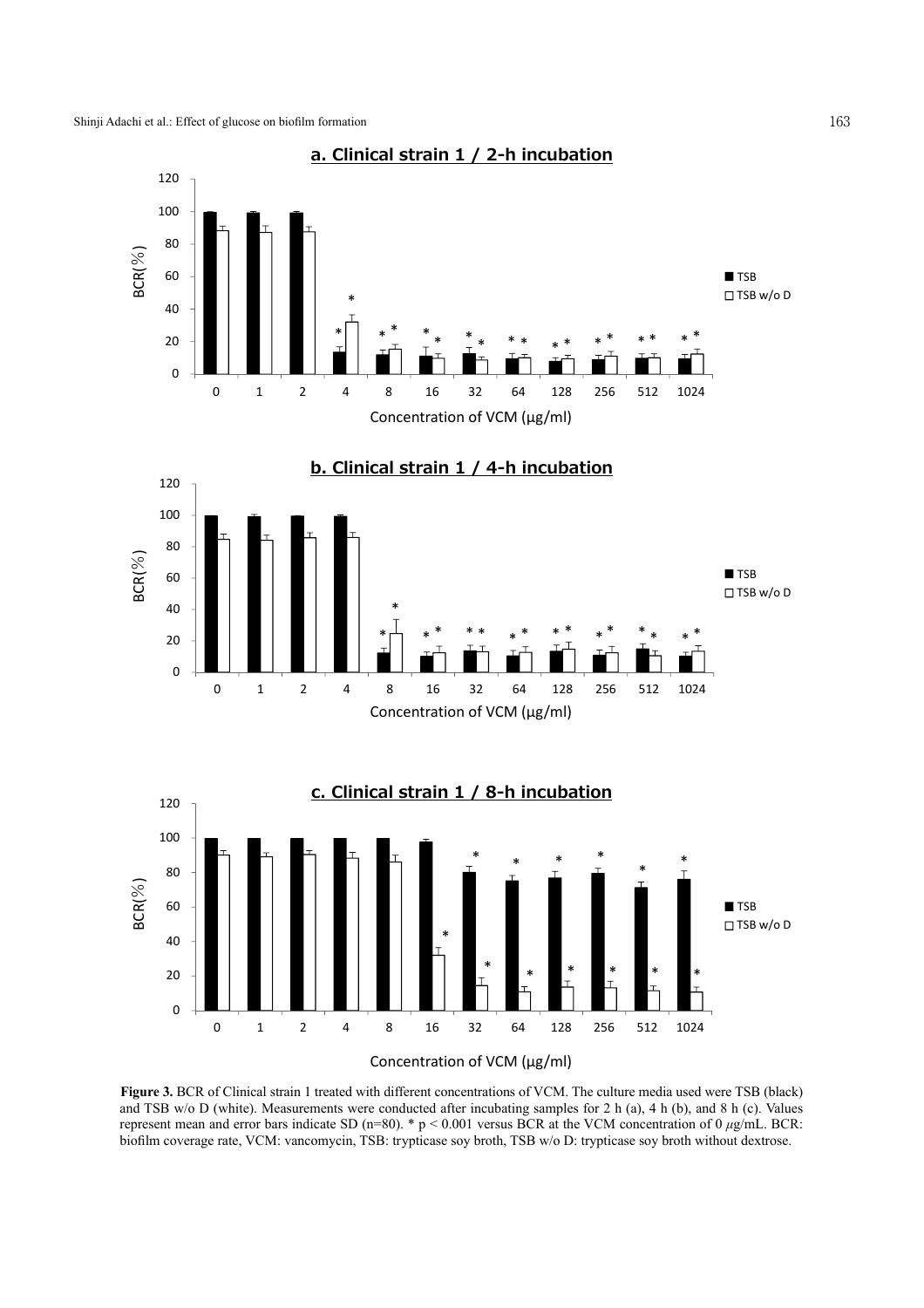**a. Clinical strain 1 / 2-h incubation**

**b. Clinical strain 1 / 4-h incubation**

**c. Clinical strain 1 / 8-h incubation**

**Figure 3.** BCR of Clinical strain 1 treated with different concentrations of VCM. The culture media used were TSB (black) and TSB w/o D (white). Measurements were conducted after incubating samples for 2 h (a), 4 h (b), and 8 h (c). Values represent mean and error bars indicate SD (n=80). * $p < 0.001$ versus BCR at the VCM concentration of 0 $\mu$g/mL. BCR: biofilm coverage rate, VCM: vancomycin, TSB: trypticase soy broth, TSB w/o D: trypticase soy broth without dextrose.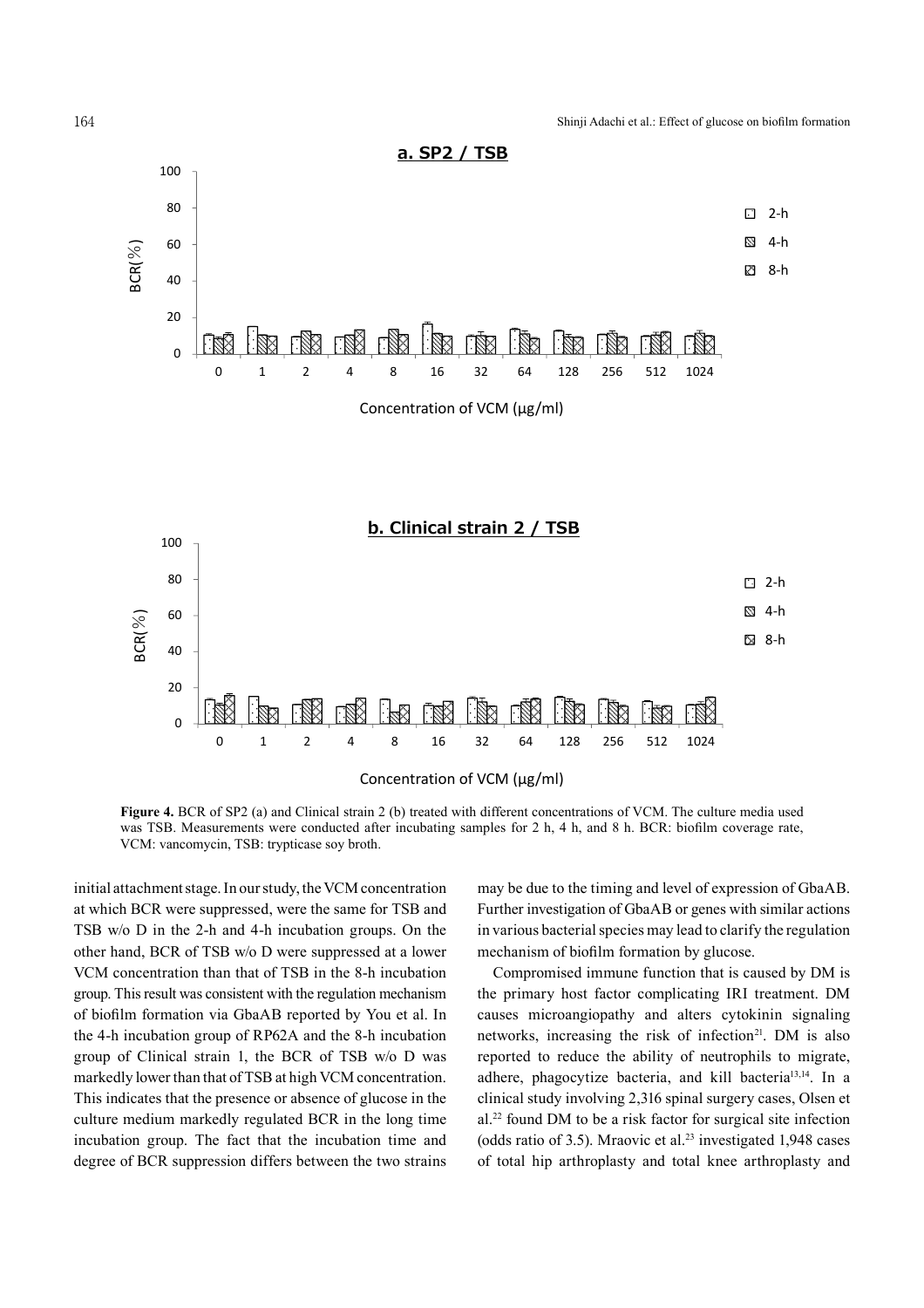**Figure 4.** BCR of SP2 (a) and Clinical strain 2 (b) treated with different concentrations of VCM. The culture media used was TSB. Measurements were conducted after incubating samples for 2 h, 4 h, and 8 h. BCR: biofilm coverage rate, VCM: vancomycin, TSB: trypticase soy broth.

initial attachment stage. In our study, the VCM concentration at which BCR were suppressed, were the same for TSB and TSB w/o D in the 2-h and 4-h incubation groups. On the other hand, BCR of TSB w/o D were suppressed at a lower VCM concentration than that of TSB in the 8-h incubation group. This result was consistent with the regulation mechanism of biofilm formation via GbaAB reported by You et al. In the 4-h incubation group of RP62A and the 8-h incubation group of Clinical strain 1, the BCR of TSB w/o D was markedly lower than that of TSB at high VCM concentration. This indicates that the presence or absence of glucose in the culture medium markedly regulated BCR in the long time incubation group. The fact that the incubation time and degree of BCR suppression differs between the two strains may be due to the timing and level of expression of GbaAB. Further investigation of GbaAB or genes with similar actions in various bacterial species may lead to clarify the regulation mechanism of biofilm formation by glucose.

Compromised immune function that is caused by DM is the primary host factor complicating IRI treatment. DM causes microangiopathy and alters cytokinin signaling networks, increasing the risk of infection[21]. DM is also reported to reduce the ability of neutrophils to migrate, adhere, phagocytize bacteria, and kill bacteria[13,14]. In a clinical study involving 2,316 spinal surgery cases, Olsen et al.[22] found DM to be a risk factor for surgical site infection (odds ratio of 3.5). Mraovic et al.[23] investigated 1,948 cases of total hip arthroplasty and total knee arthroplasty and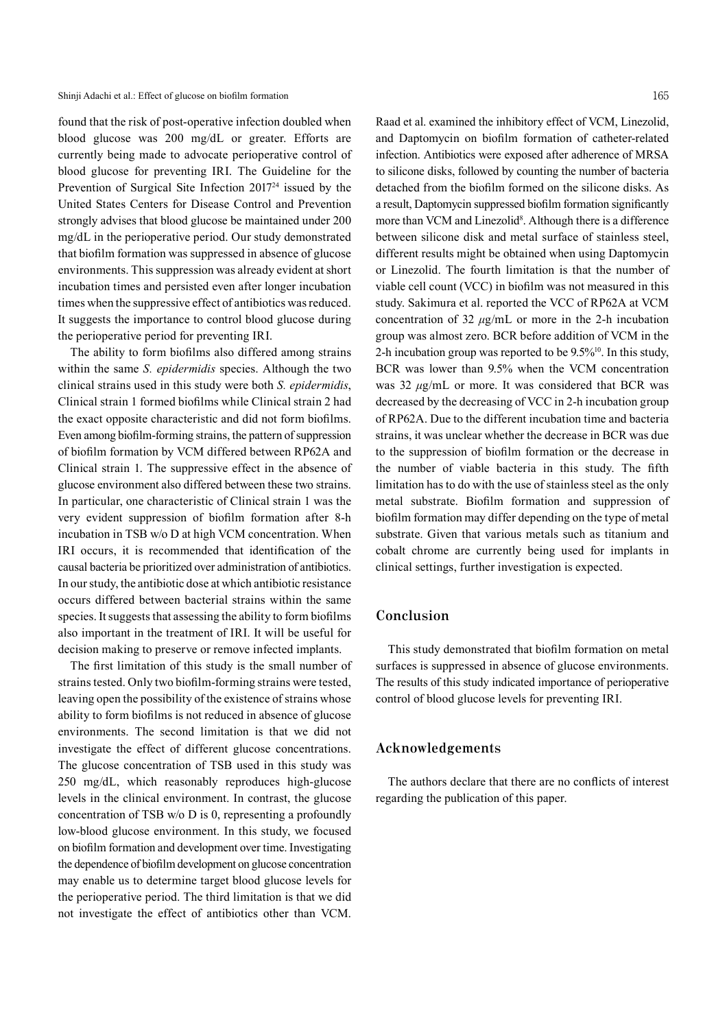found that the risk of post-operative infection doubled when blood glucose was 200 mg/dL or greater. Efforts are currently being made to advocate perioperative control of blood glucose for preventing IRI. The Guideline for the Prevention of Surgical Site Infection 2017[24] issued by the United States Centers for Disease Control and Prevention strongly advises that blood glucose be maintained under 200 mg/dL in the perioperative period. Our study demonstrated that biofilm formation was suppressed in absence of glucose environments. This suppression was already evident at short incubation times and persisted even after longer incubation times when the suppressive effect of antibiotics was reduced. It suggests the importance to control blood glucose during the perioperative period for preventing IRI.

The ability to form biofilms also differed among strains within the same *S. epidermidis* species. Although the two clinical strains used in this study were both *S. epidermidis*, Clinical strain 1 formed biofilms while Clinical strain 2 had the exact opposite characteristic and did not form biofilms. Even among biofilm-forming strains, the pattern of suppression of biofilm formation by VCM differed between RP62A and Clinical strain 1. The suppressive effect in the absence of glucose environment also differed between these two strains. In particular, one characteristic of Clinical strain 1 was the very evident suppression of biofilm formation after 8-h incubation in TSB w/o D at high VCM concentration. When IRI occurs, it is recommended that identification of the causal bacteria be prioritized over administration of antibiotics. In our study, the antibiotic dose at which antibiotic resistance occurs differed between bacterial strains within the same species. It suggests that assessing the ability to form biofilms also important in the treatment of IRI. It will be useful for decision making to preserve or remove infected implants.

The first limitation of this study is the small number of strains tested. Only two biofilm-forming strains were tested, leaving open the possibility of the existence of strains whose ability to form biofilms is not reduced in absence of glucose environments. The second limitation is that we did not investigate the effect of different glucose concentrations. The glucose concentration of TSB used in this study was 250 mg/dL, which reasonably reproduces high-glucose levels in the clinical environment. In contrast, the glucose concentration of TSB w/o D is 0, representing a profoundly low-blood glucose environment. In this study, we focused on biofilm formation and development over time. Investigating the dependence of biofilm development on glucose concentration may enable us to determine target blood glucose levels for the perioperative period. The third limitation is that we did not investigate the effect of antibiotics other than VCM. Raad et al. examined the inhibitory effect of VCM, Linezolid, and Daptomycin on biofilm formation of catheter-related infection. Antibiotics were exposed after adherence of MRSA to silicone disks, followed by counting the number of bacteria detached from the biofilm formed on the silicone disks. As a result, Daptomycin suppressed biofilm formation significantly more than VCM and Linezolid[8]. Although there is a difference between silicone disk and metal surface of stainless steel, different results might be obtained when using Daptomycin or Linezolid. The fourth limitation is that the number of viable cell count (VCC) in biofilm was not measured in this study. Sakimura et al. reported the VCC of RP62A at VCM concentration of 32 $\mu$g/mL or more in the 2-h incubation group was almost zero. BCR before addition of VCM in the 2-h incubation group was reported to be 9.5%[10]. In this study, BCR was lower than 9.5% when the VCM concentration was 32 $\mu$g/mL or more. It was considered that BCR was decreased by the decreasing of VCC in 2-h incubation group of RP62A. Due to the different incubation time and bacteria strains, it was unclear whether the decrease in BCR was due to the suppression of biofilm formation or the decrease in the number of viable bacteria in this study. The fifth limitation has to do with the use of stainless steel as the only metal substrate. Biofilm formation and suppression of biofilm formation may differ depending on the type of metal substrate. Given that various metals such as titanium and cobalt chrome are currently being used for implants in clinical settings, further investigation is expected.

## Conclusion

This study demonstrated that biofilm formation on metal surfaces is suppressed in absence of glucose environments. The results of this study indicated importance of perioperative control of blood glucose levels for preventing IRI.

## Acknowledgements

The authors declare that there are no conflicts of interest regarding the publication of this paper.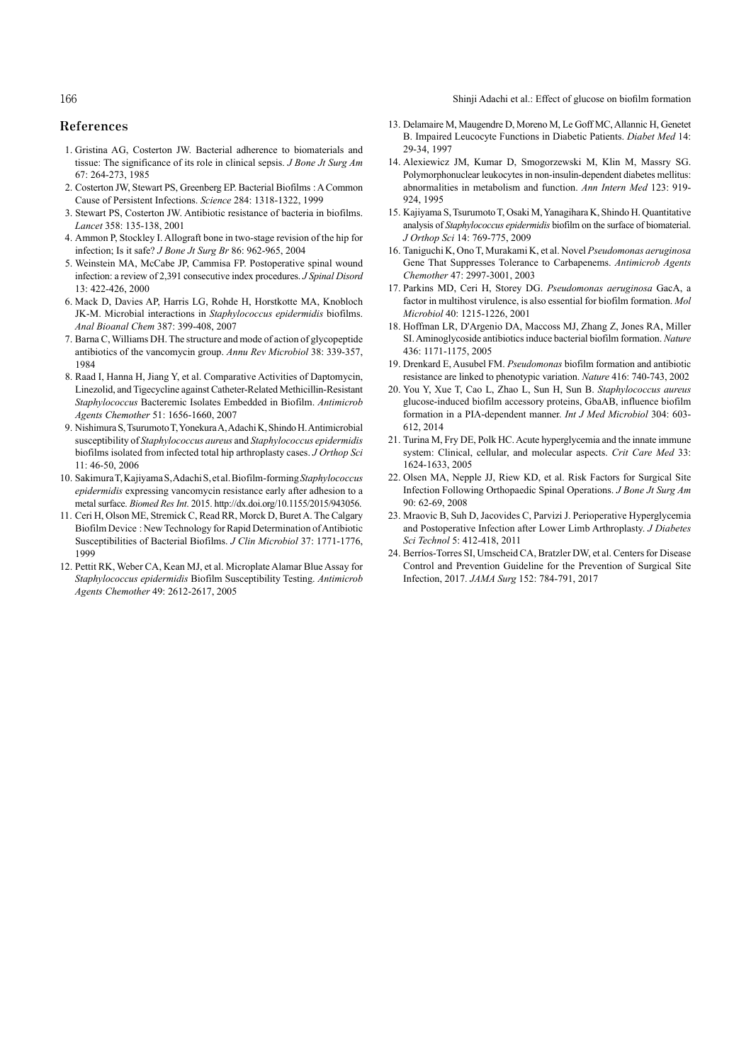## References

1. Gristina AG, Costerton JW. Bacterial adherence to biomaterials and tissue: The significance of its role in clinical sepsis. *J Bone Jt Surg Am* 67: 264-273, 1985
2. Costerton JW, Stewart PS, Greenberg EP. Bacterial Biofilms : A Common Cause of Persistent Infections. *Science* 284: 1318-1322, 1999
3. Stewart PS, Costerton JW. Antibiotic resistance of bacteria in biofilms. *Lancet* 358: 135-138, 2001
4. Ammon P, Stockley I. Allograft bone in two-stage revision of the hip for infection; Is it safe? *J Bone Jt Surg Br* 86: 962-965, 2004
5. Weinstein MA, McCabe JP, Cammisa FP. Postoperative spinal wound infection: a review of 2,391 consecutive index procedures. *J Spinal Disord* 13: 422-426, 2000
6. Mack D, Davies AP, Harris LG, Rohde H, Horstkotte MA, Knobloch JK-M. Microbial interactions in *Staphylococcus epidermidis* biofilms. *Anal Bioanal Chem* 387: 399-408, 2007
7. Barna C, Williams DH. The structure and mode of action of glycopeptide antibiotics of the vancomycin group. *Annu Rev Microbiol* 38: 339-357, 1984
8. Raad I, Hanna H, Jiang Y, et al. Comparative Activities of Daptomycin, Linezolid, and Tigecycline against Catheter-Related Methicillin-Resistant *Staphylococcus* Bacteremic Isolates Embedded in Biofilm. *Antimicrob Agents Chemother* 51: 1656-1660, 2007
9. Nishimura S, Tsurumoto T, Yonekura A, Adachi K, Shindo H. Antimicrobial susceptibility of *Staphylococcus aureus* and *Staphylococcus epidermidis* biofilms isolated from infected total hip arthroplasty cases. *J Orthop Sci* 11: 46-50, 2006
10. Sakimura T, Kajiyama S, Adachi S, et al. Biofilm-forming *Staphylococcus epidermidis* expressing vancomycin resistance early after adhesion to a metal surface. *Biomed Res Int*. 2015. http://dx.doi.org/10.1155/2015/943056.
11. Ceri H, Olson ME, Stremick C, Read RR, Morck D, Buret A. The Calgary Biofilm Device : New Technology for Rapid Determination of Antibiotic Susceptibilities of Bacterial Biofilms. *J Clin Microbiol* 37: 1771-1776, 1999
12. Pettit RK, Weber CA, Kean MJ, et al. Microplate Alamar Blue Assay for *Staphylococcus epidermidis* Biofilm Susceptibility Testing. *Antimicrob Agents Chemother* 49: 2612-2617, 2005
13. Delamaire M, Maugendre D, Moreno M, Le Goff MC, Allannic H, Genetet B. Impaired Leucocyte Functions in Diabetic Patients. *Diabet Med* 14: 29-34, 1997
14. Alexiewicz JM, Kumar D, Smogorzewski M, Klin M, Massry SG. Polymorphonuclear leukocytes in non-insulin-dependent diabetes mellitus: abnormalities in metabolism and function. *Ann Intern Med* 123: 919-924, 1995
15. Kajiyama S, Tsurumoto T, Osaki M, Yanagihara K, Shindo H. Quantitative analysis of *Staphylococcus epidermidis* biofilm on the surface of biomaterial. *J Orthop Sci* 14: 769-775, 2009
16. Taniguchi K, Ono T, Murakami K, et al. Novel *Pseudomonas aeruginosa* Gene That Suppresses Tolerance to Carbapenems. *Antimicrob Agents Chemother* 47: 2997-3001, 2003
17. Parkins MD, Ceri H, Storey DG. *Pseudomonas aeruginosa* GacA, a factor in multihost virulence, is also essential for biofilm formation. *Mol Microbiol* 40: 1215-1226, 2001
18. Hoffman LR, D'Argenio DA, Maccoss MJ, Zhang Z, Jones RA, Miller SI. Aminoglycoside antibiotics induce bacterial biofilm formation. *Nature* 436: 1171-1175, 2005
19. Drenkard E, Ausubel FM. *Pseudomonas* biofilm formation and antibiotic resistance are linked to phenotypic variation. *Nature* 416: 740-743, 2002
20. You Y, Xue T, Cao L, Zhao L, Sun H, Sun B. *Staphylococcus aureus* glucose-induced biofilm accessory proteins, GbaAB, influence biofilm formation in a PIA-dependent manner. *Int J Med Microbiol* 304: 603-612, 2014
21. Turina M, Fry DE, Polk HC. Acute hyperglycemia and the innate immune system: Clinical, cellular, and molecular aspects. *Crit Care Med* 33: 1624-1633, 2005
22. Olsen MA, Nepple JJ, Riew KD, et al. Risk Factors for Surgical Site Infection Following Orthopaedic Spinal Operations. *J Bone Jt Surg Am* 90: 62-69, 2008
23. Mraovic B, Suh D, Jacovides C, Parvizi J. Perioperative Hyperglycemia and Postoperative Infection after Lower Limb Arthroplasty. *J Diabetes Sci Technol* 5: 412-418, 2011
24. Berríos-Torres SI, Umscheid CA, Bratzler DW, et al. Centers for Disease Control and Prevention Guideline for the Prevention of Surgical Site Infection, 2017. *JAMA Surg* 152: 784-791, 2017